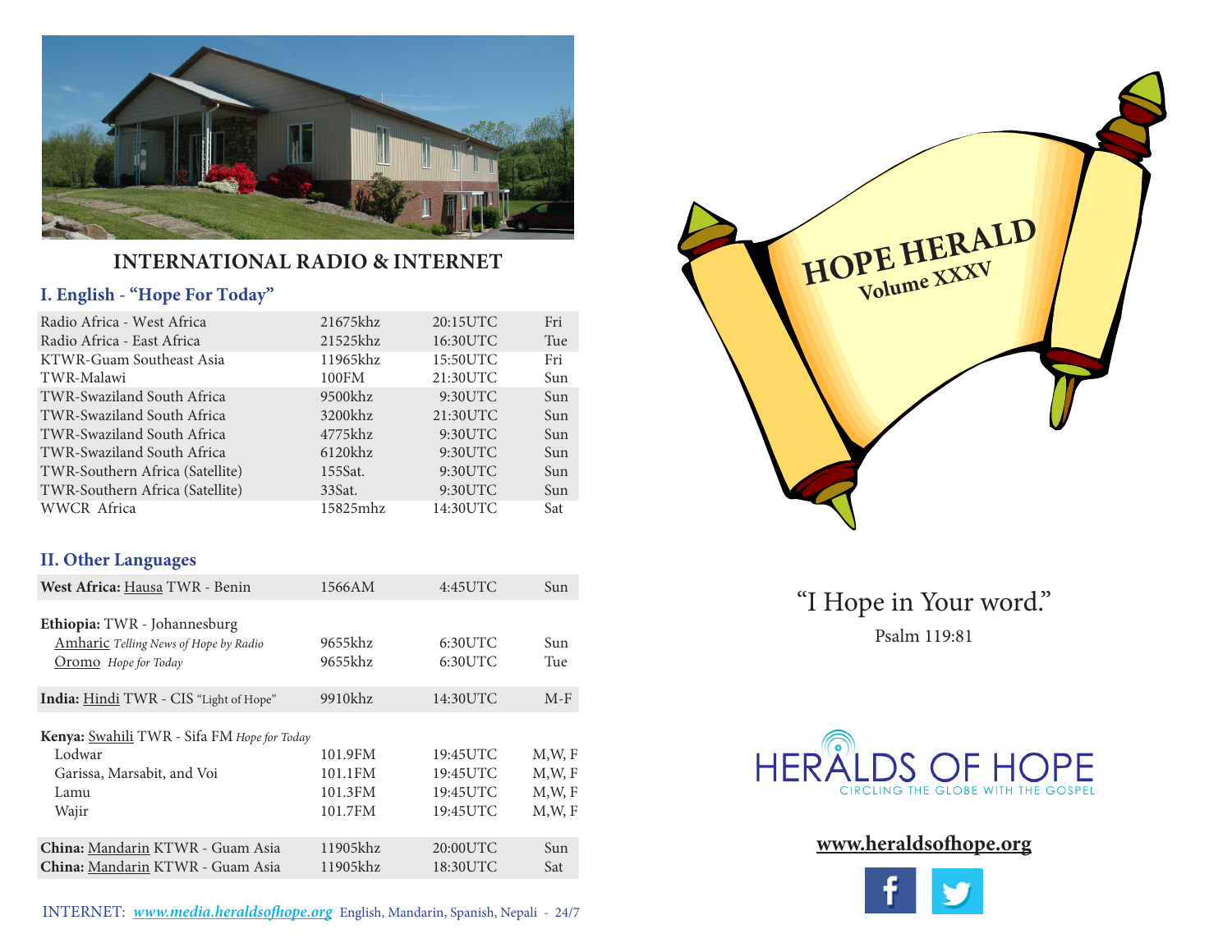## INTERNATIONAL RADIO & INTERNET

### I. English - "Hope For Today"

| Station | Frequency | Time | Day |
|---|---|---|---|
| Radio Africa - West Africa | 21675khz | 20:15UTC | Fri |
| Radio Africa - East Africa | 21525khz | 16:30UTC | Tue |
| KTWR-Guam Southeast Asia | 11965khz | 15:50UTC | Fri |
| TWR-Malawi | 100FM | 21:30UTC | Sun |
| TWR-Swaziland South Africa | 9500khz | 9:30UTC | Sun |
| TWR-Swaziland South Africa | 3200khz | 21:30UTC | Sun |
| TWR-Swaziland South Africa | 4775khz | 9:30UTC | Sun |
| TWR-Swaziland South Africa | 6120khz | 9:30UTC | Sun |
| TWR-Southern Africa (Satellite) | 155Sat. | 9:30UTC | Sun |
| TWR-Southern Africa (Satellite) | 33Sat. | 9:30UTC | Sun |
| WWCR Africa | 15825mhz | 14:30UTC | Sat |

### II. Other Languages

| Station | Frequency | Time | Day |
|---|---|---|---|
| **West Africa:** Hausa TWR - Benin | 1566AM | 4:45UTC | Sun |
| **Ethiopia:** TWR - Johannesburg | | | |
| Amharic *Telling News of Hope by Radio* | 9655khz | 6:30UTC | Sun |
| Oromo *Hope for Today* | 9655khz | 6:30UTC | Tue |
| **India:** Hindi TWR - CIS "Light of Hope" | 9910khz | 14:30UTC | M-F |
| **Kenya:** Swahili TWR - Sifa FM *Hope for Today* | | | |
| Lodwar | 101.9FM | 19:45UTC | M,W, F |
| Garissa, Marsabit, and Voi | 101.1FM | 19:45UTC | M,W, F |
| Lamu | 101.3FM | 19:45UTC | M,W, F |
| Wajir | 101.7FM | 19:45UTC | M,W, F |
| **China:** Mandarin KTWR - Guam Asia | 11905khz | 20:00UTC | Sun |
| **China:** Mandarin KTWR - Guam Asia | 11905khz | 18:30UTC | Sat |

INTERNET: ***www.media.heraldsofhope.org*** English, Mandarin, Spanish, Nepali - 24/7

# HOPE HERALD
## Volume XXXV

"I Hope in Your word."

Psalm 119:81

HERALDS OF HOPE
CIRCLING THE GLOBE WITH THE GOSPEL

**www.heraldsofhope.org**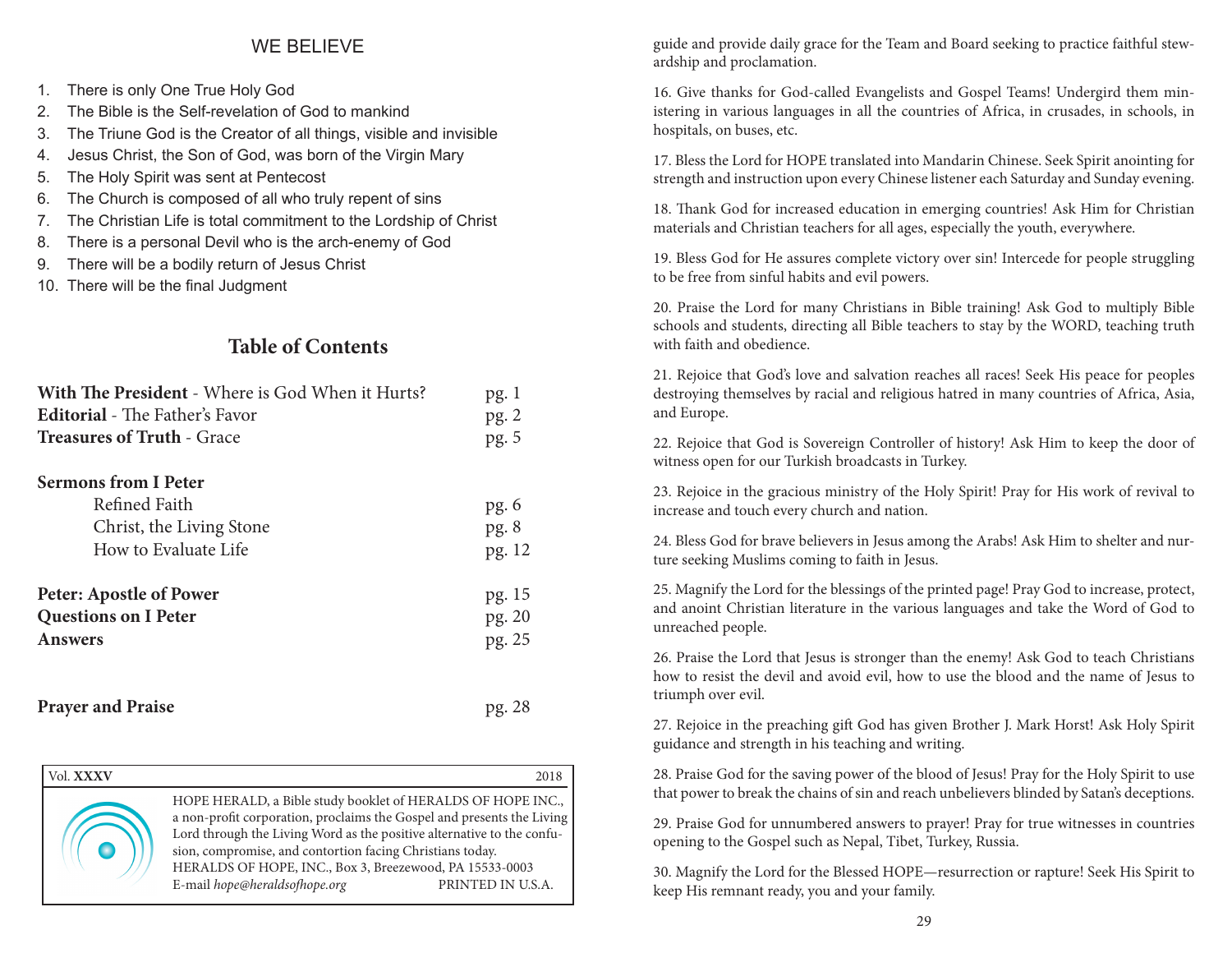## WE BELIEVE

1. There is only One True Holy God
2. The Bible is the Self-revelation of God to mankind
3. The Triune God is the Creator of all things, visible and invisible
4. Jesus Christ, the Son of God, was born of the Virgin Mary
5. The Holy Spirit was sent at Pentecost
6. The Church is composed of all who truly repent of sins
7. The Christian Life is total commitment to the Lordship of Christ
8. There is a personal Devil who is the arch-enemy of God
9. There will be a bodily return of Jesus Christ
10. There will be the final Judgment

## Table of Contents

| | |
|---|---|
| **With The President** - Where is God When it Hurts? | pg. 1 |
| **Editorial** - The Father's Favor | pg. 2 |
| **Treasures of Truth** - Grace | pg. 5 |
| **Sermons from I Peter** | |
| Refined Faith | pg. 6 |
| Christ, the Living Stone | pg. 8 |
| How to Evaluate Life | pg. 12 |
| **Peter: Apostle of Power** | pg. 15 |
| **Questions on I Peter** | pg. 20 |
| **Answers** | pg. 25 |
| **Prayer and Praise** | pg. 28 |

Vol. **XXXV** 2018

HOPE HERALD, a Bible study booklet of HERALDS OF HOPE INC., a non-profit corporation, proclaims the Gospel and presents the Living Lord through the Living Word as the positive alternative to the confusion, compromise, and contortion facing Christians today.
HERALDS OF HOPE, INC., Box 3, Breezewood, PA 15533-0003
E-mail *hope@heraldsofhope.org* PRINTED IN U.S.A.

guide and provide daily grace for the Team and Board seeking to practice faithful stewardship and proclamation.

16. Give thanks for God-called Evangelists and Gospel Teams! Undergird them ministering in various languages in all the countries of Africa, in crusades, in schools, in hospitals, on buses, etc.

17. Bless the Lord for HOPE translated into Mandarin Chinese. Seek Spirit anointing for strength and instruction upon every Chinese listener each Saturday and Sunday evening.

18. Thank God for increased education in emerging countries! Ask Him for Christian materials and Christian teachers for all ages, especially the youth, everywhere.

19. Bless God for He assures complete victory over sin! Intercede for people struggling to be free from sinful habits and evil powers.

20. Praise the Lord for many Christians in Bible training! Ask God to multiply Bible schools and students, directing all Bible teachers to stay by the WORD, teaching truth with faith and obedience.

21. Rejoice that God's love and salvation reaches all races! Seek His peace for peoples destroying themselves by racial and religious hatred in many countries of Africa, Asia, and Europe.

22. Rejoice that God is Sovereign Controller of history! Ask Him to keep the door of witness open for our Turkish broadcasts in Turkey.

23. Rejoice in the gracious ministry of the Holy Spirit! Pray for His work of revival to increase and touch every church and nation.

24. Bless God for brave believers in Jesus among the Arabs! Ask Him to shelter and nurture seeking Muslims coming to faith in Jesus.

25. Magnify the Lord for the blessings of the printed page! Pray God to increase, protect, and anoint Christian literature in the various languages and take the Word of God to unreached people.

26. Praise the Lord that Jesus is stronger than the enemy! Ask God to teach Christians how to resist the devil and avoid evil, how to use the blood and the name of Jesus to triumph over evil.

27. Rejoice in the preaching gift God has given Brother J. Mark Horst! Ask Holy Spirit guidance and strength in his teaching and writing.

28. Praise God for the saving power of the blood of Jesus! Pray for the Holy Spirit to use that power to break the chains of sin and reach unbelievers blinded by Satan's deceptions.

29. Praise God for unnumbered answers to prayer! Pray for true witnesses in countries opening to the Gospel such as Nepal, Tibet, Turkey, Russia.

30. Magnify the Lord for the Blessed HOPE—resurrection or rapture! Seek His Spirit to keep His remnant ready, you and your family.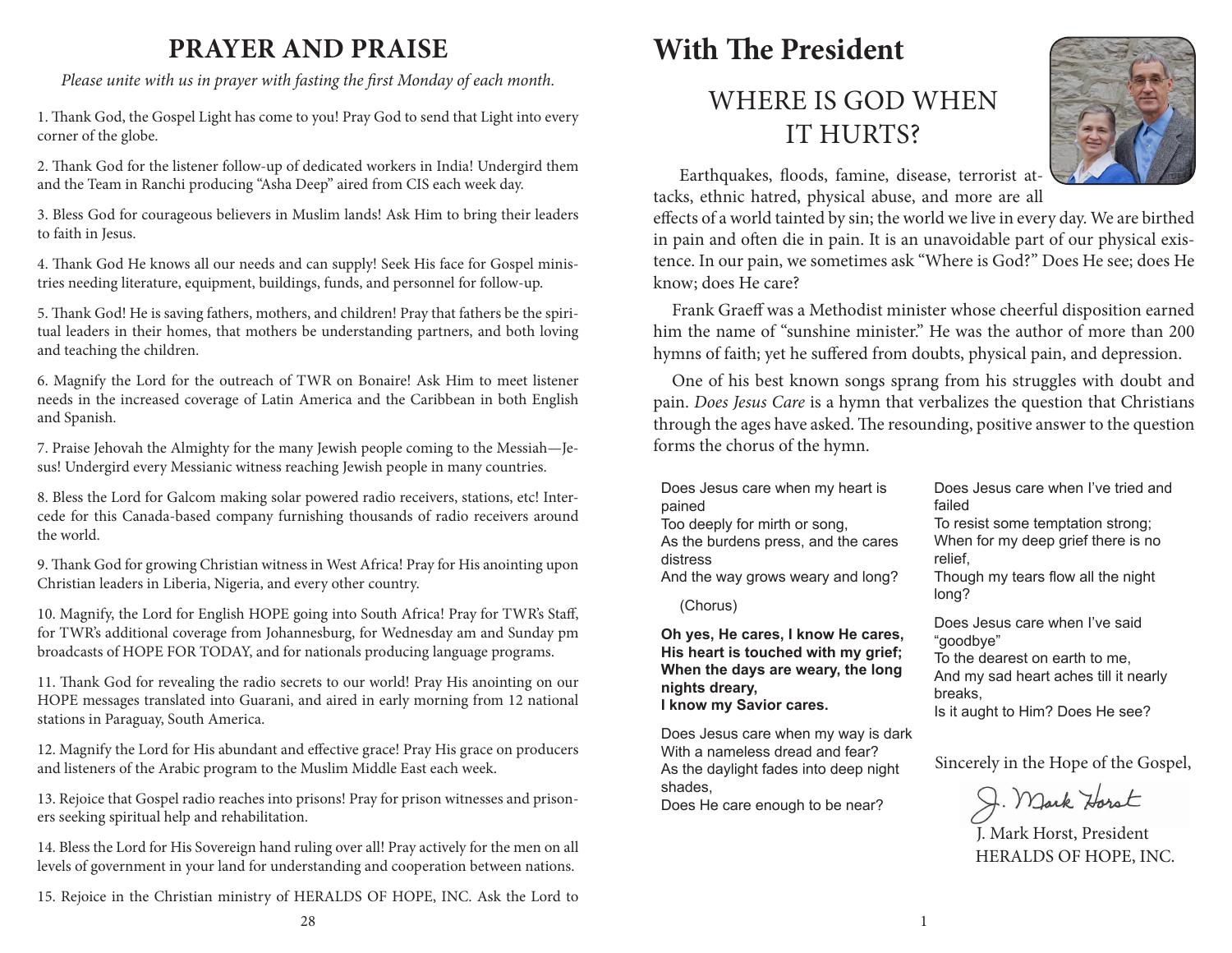## PRAYER AND PRAISE

*Please unite with us in prayer with fasting the first Monday of each month.*

1. Thank God, the Gospel Light has come to you! Pray God to send that Light into every corner of the globe.

2. Thank God for the listener follow-up of dedicated workers in India! Undergird them and the Team in Ranchi producing "Asha Deep" aired from CIS each week day.

3. Bless God for courageous believers in Muslim lands! Ask Him to bring their leaders to faith in Jesus.

4. Thank God He knows all our needs and can supply! Seek His face for Gospel ministries needing literature, equipment, buildings, funds, and personnel for follow-up.

5. Thank God! He is saving fathers, mothers, and children! Pray that fathers be the spiritual leaders in their homes, that mothers be understanding partners, and both loving and teaching the children.

6. Magnify the Lord for the outreach of TWR on Bonaire! Ask Him to meet listener needs in the increased coverage of Latin America and the Caribbean in both English and Spanish.

7. Praise Jehovah the Almighty for the many Jewish people coming to the Messiah—Jesus! Undergird every Messianic witness reaching Jewish people in many countries.

8. Bless the Lord for Galcom making solar powered radio receivers, stations, etc! Intercede for this Canada-based company furnishing thousands of radio receivers around the world.

9. Thank God for growing Christian witness in West Africa! Pray for His anointing upon Christian leaders in Liberia, Nigeria, and every other country.

10. Magnify, the Lord for English HOPE going into South Africa! Pray for TWR's Staff, for TWR's additional coverage from Johannesburg, for Wednesday am and Sunday pm broadcasts of HOPE FOR TODAY, and for nationals producing language programs.

11. Thank God for revealing the radio secrets to our world! Pray His anointing on our HOPE messages translated into Guarani, and aired in early morning from 12 national stations in Paraguay, South America.

12. Magnify the Lord for His abundant and effective grace! Pray His grace on producers and listeners of the Arabic program to the Muslim Middle East each week.

13. Rejoice that Gospel radio reaches into prisons! Pray for prison witnesses and prisoners seeking spiritual help and rehabilitation.

14. Bless the Lord for His Sovereign hand ruling over all! Pray actively for the men on all levels of government in your land for understanding and cooperation between nations.

15. Rejoice in the Christian ministry of HERALDS OF HOPE, INC. Ask the Lord to

# With The President

## WHERE IS GOD WHEN IT HURTS?

Earthquakes, floods, famine, disease, terrorist attacks, ethnic hatred, physical abuse, and more are all effects of a world tainted by sin; the world we live in every day. We are birthed in pain and often die in pain. It is an unavoidable part of our physical existence. In our pain, we sometimes ask "Where is God?" Does He see; does He know; does He care?

Frank Graeff was a Methodist minister whose cheerful disposition earned him the name of "sunshine minister." He was the author of more than 200 hymns of faith; yet he suffered from doubts, physical pain, and depression.

One of his best known songs sprang from his struggles with doubt and pain. *Does Jesus Care* is a hymn that verbalizes the question that Christians through the ages have asked. The resounding, positive answer to the question forms the chorus of the hymn.

Does Jesus care when my heart is pained
Too deeply for mirth or song,
As the burdens press, and the cares distress
And the way grows weary and long?

(Chorus)

**Oh yes, He cares, I know He cares,**
**His heart is touched with my grief;**
**When the days are weary, the long nights dreary,**
**I know my Savior cares.**

Does Jesus care when my way is dark
With a nameless dread and fear?
As the daylight fades into deep night shades,
Does He care enough to be near?

Does Jesus care when I've tried and failed
To resist some temptation strong;
When for my deep grief there is no relief,
Though my tears flow all the night long?

Does Jesus care when I've said "goodbye"
To the dearest on earth to me,
And my sad heart aches till it nearly breaks,
Is it aught to Him? Does He see?

Sincerely in the Hope of the Gospel,

J. Mark Horst

J. Mark Horst, President
HERALDS OF HOPE, INC.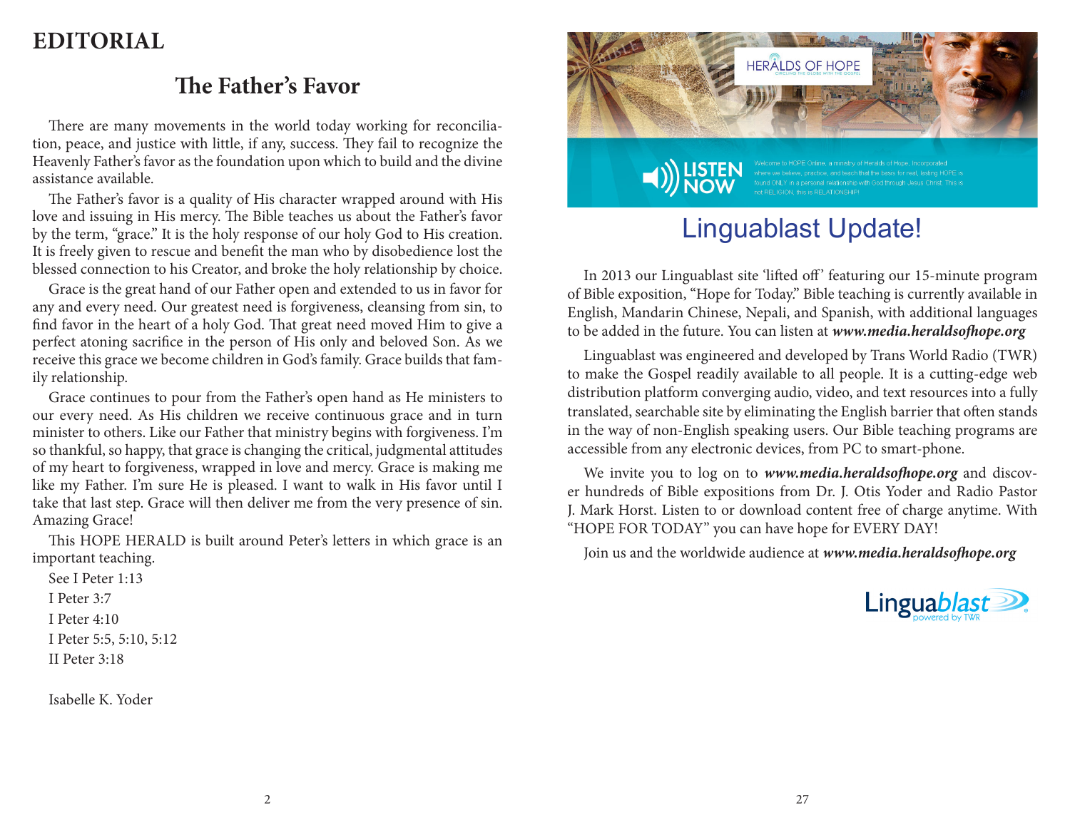# EDITORIAL

## The Father's Favor

There are many movements in the world today working for reconciliation, peace, and justice with little, if any, success. They fail to recognize the Heavenly Father's favor as the foundation upon which to build and the divine assistance available.

The Father's favor is a quality of His character wrapped around with His love and issuing in His mercy. The Bible teaches us about the Father's favor by the term, "grace." It is the holy response of our holy God to His creation. It is freely given to rescue and benefit the man who by disobedience lost the blessed connection to his Creator, and broke the holy relationship by choice.

Grace is the great hand of our Father open and extended to us in favor for any and every need. Our greatest need is forgiveness, cleansing from sin, to find favor in the heart of a holy God. That great need moved Him to give a perfect atoning sacrifice in the person of His only and beloved Son. As we receive this grace we become children in God's family. Grace builds that family relationship.

Grace continues to pour from the Father's open hand as He ministers to our every need. As His children we receive continuous grace and in turn minister to others. Like our Father that ministry begins with forgiveness. I'm so thankful, so happy, that grace is changing the critical, judgmental attitudes of my heart to forgiveness, wrapped in love and mercy. Grace is making me like my Father. I'm sure He is pleased. I want to walk in His favor until I take that last step. Grace will then deliver me from the very presence of sin. Amazing Grace!

This HOPE HERALD is built around Peter's letters in which grace is an important teaching.

See I Peter 1:13
I Peter 3:7
I Peter 4:10
I Peter 5:5, 5:10, 5:12
II Peter 3:18

Isabelle K. Yoder

HERALDS OF HOPE
CIRCLING THE GLOBE WITH THE GOSPEL

LISTEN NOW

Welcome to HOPE Online, a ministry of Heralds of Hope, Incorporated where we believe, practice, and teach that the basis for real, lasting HOPE is found ONLY in a personal relationship with God through Jesus Christ. This is not RELIGION, this is RELATIONSHIP!

## Linguablast Update!

In 2013 our Linguablast site 'lifted off' featuring our 15-minute program of Bible exposition, "Hope for Today." Bible teaching is currently available in English, Mandarin Chinese, Nepali, and Spanish, with additional languages to be added in the future. You can listen at ***www.media.heraldsofhope.org***

Linguablast was engineered and developed by Trans World Radio (TWR) to make the Gospel readily available to all people. It is a cutting-edge web distribution platform converging audio, video, and text resources into a fully translated, searchable site by eliminating the English barrier that often stands in the way of non-English speaking users. Our Bible teaching programs are accessible from any electronic devices, from PC to smart-phone.

We invite you to log on to ***www.media.heraldsofhope.org*** and discover hundreds of Bible expositions from Dr. J. Otis Yoder and Radio Pastor J. Mark Horst. Listen to or download content free of charge anytime. With "HOPE FOR TODAY" you can have hope for EVERY DAY!

Join us and the worldwide audience at ***www.media.heraldsofhope.org***

Linguablast powered by TWR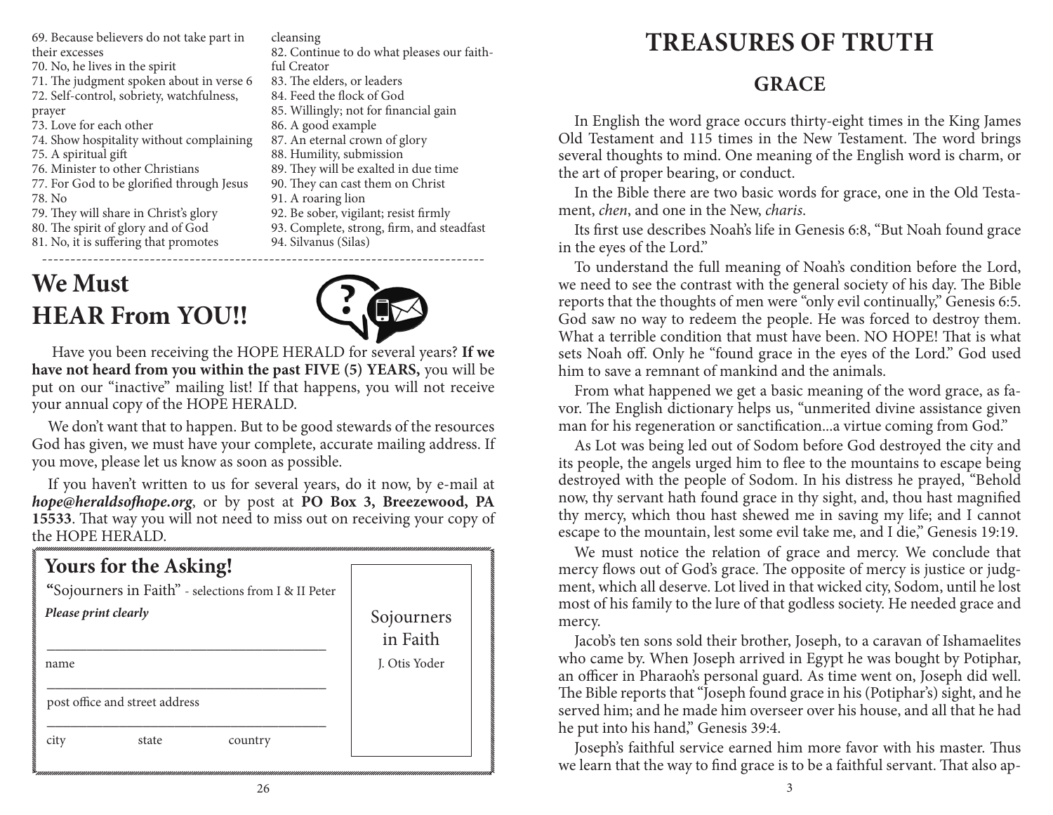69. Because believers do not take part in their excesses
70. No, he lives in the spirit
71. The judgment spoken about in verse 6
72. Self-control, sobriety, watchfulness, prayer
73. Love for each other
74. Show hospitality without complaining
75. A spiritual gift
76. Minister to other Christians
77. For God to be glorified through Jesus
78. No
79. They will share in Christ's glory
80. The spirit of glory and of God
81. No, it is suffering that promotes cleansing
82. Continue to do what pleases our faithful Creator
83. The elders, or leaders
84. Feed the flock of God
85. Willingly; not for financial gain
86. A good example
87. An eternal crown of glory
88. Humility, submission
89. They will be exalted in due time
90. They can cast them on Christ
91. A roaring lion
92. Be sober, vigilant; resist firmly
93. Complete, strong, firm, and steadfast
94. Silvanus (Silas)

---

# We Must HEAR From YOU!!

Have you been receiving the HOPE HERALD for several years? **If we have not heard from you within the past FIVE (5) YEARS,** you will be put on our "inactive" mailing list! If that happens, you will not receive your annual copy of the HOPE HERALD.

We don't want that to happen. But to be good stewards of the resources God has given, we must have your complete, accurate mailing address. If you move, please let us know as soon as possible.

If you haven't written to us for several years, do it now, by e-mail at ***hope@heraldsofhope.org***, or by post at **PO Box 3, Breezewood, PA 15533**. That way you will not need to miss out on receiving your copy of the HOPE HERALD.

## Yours for the Asking!

"Sojourners in Faith" - selections from I & II Peter

*Please print clearly*

\_\_\_\_\_\_\_\_\_\_\_\_\_\_\_\_\_\_\_\_\_\_\_\_\_\_\_\_\_\_\_\_\_\_\_\_

name

\_\_\_\_\_\_\_\_\_\_\_\_\_\_\_\_\_\_\_\_\_\_\_\_\_\_\_\_\_\_\_\_\_\_\_\_

post office and street address

\_\_\_\_\_\_\_\_\_\_\_\_\_\_\_\_\_\_\_\_\_\_\_\_\_\_\_\_\_\_\_\_\_\_\_\_

city state country

Sojourners in Faith
J. Otis Yoder

# TREASURES OF TRUTH

## GRACE

In English the word grace occurs thirty-eight times in the King James Old Testament and 115 times in the New Testament. The word brings several thoughts to mind. One meaning of the English word is charm, or the art of proper bearing, or conduct.

In the Bible there are two basic words for grace, one in the Old Testament, *chen*, and one in the New, *charis*.

Its first use describes Noah's life in Genesis 6:8, "But Noah found grace in the eyes of the Lord."

To understand the full meaning of Noah's condition before the Lord, we need to see the contrast with the general society of his day. The Bible reports that the thoughts of men were "only evil continually," Genesis 6:5. God saw no way to redeem the people. He was forced to destroy them. What a terrible condition that must have been. NO HOPE! That is what sets Noah off. Only he "found grace in the eyes of the Lord." God used him to save a remnant of mankind and the animals.

From what happened we get a basic meaning of the word grace, as favor. The English dictionary helps us, "unmerited divine assistance given man for his regeneration or sanctification...a virtue coming from God."

As Lot was being led out of Sodom before God destroyed the city and its people, the angels urged him to flee to the mountains to escape being destroyed with the people of Sodom. In his distress he prayed, "Behold now, thy servant hath found grace in thy sight, and, thou hast magnified thy mercy, which thou hast shewed me in saving my life; and I cannot escape to the mountain, lest some evil take me, and I die," Genesis 19:19.

We must notice the relation of grace and mercy. We conclude that mercy flows out of God's grace. The opposite of mercy is justice or judgment, which all deserve. Lot lived in that wicked city, Sodom, until he lost most of his family to the lure of that godless society. He needed grace and mercy.

Jacob's ten sons sold their brother, Joseph, to a caravan of Ishamaelites who came by. When Joseph arrived in Egypt he was bought by Potiphar, an officer in Pharaoh's personal guard. As time went on, Joseph did well. The Bible reports that "Joseph found grace in his (Potiphar's) sight, and he served him; and he made him overseer over his house, and all that he had he put into his hand," Genesis 39:4.

Joseph's faithful service earned him more favor with his master. Thus we learn that the way to find grace is to be a faithful servant. That also ap-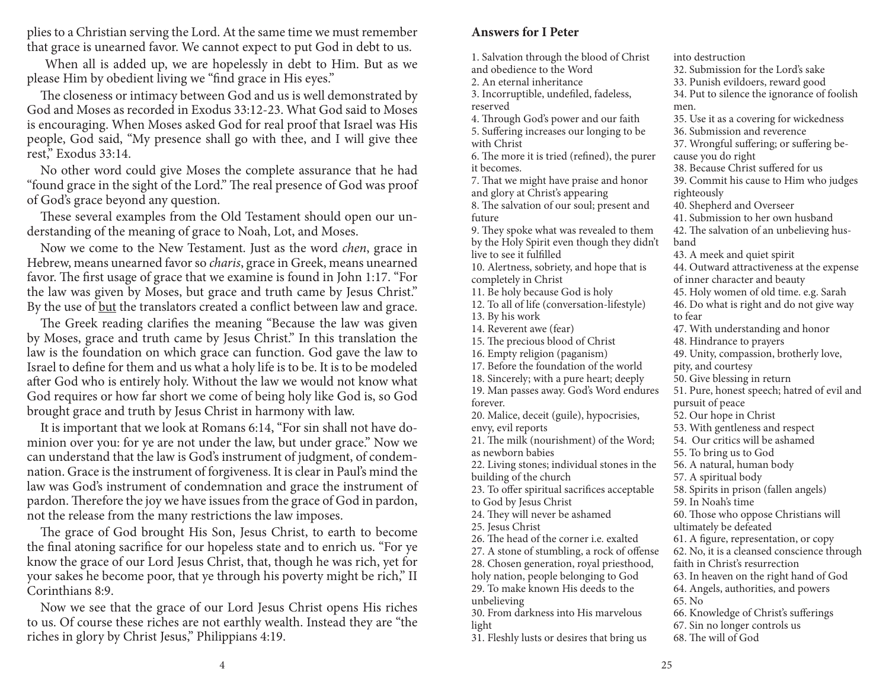plies to a Christian serving the Lord. At the same time we must remember that grace is unearned favor. We cannot expect to put God in debt to us.

When all is added up, we are hopelessly in debt to Him. But as we please Him by obedient living we "find grace in His eyes."

The closeness or intimacy between God and us is well demonstrated by God and Moses as recorded in Exodus 33:12-23. What God said to Moses is encouraging. When Moses asked God for real proof that Israel was His people, God said, "My presence shall go with thee, and I will give thee rest," Exodus 33:14.

No other word could give Moses the complete assurance that he had "found grace in the sight of the Lord." The real presence of God was proof of God's grace beyond any question.

These several examples from the Old Testament should open our understanding of the meaning of grace to Noah, Lot, and Moses.

Now we come to the New Testament. Just as the word *chen*, grace in Hebrew, means unearned favor so *charis*, grace in Greek, means unearned favor. The first usage of grace that we examine is found in John 1:17. "For the law was given by Moses, but grace and truth came by Jesus Christ." By the use of <u>but</u> the translators created a conflict between law and grace.

The Greek reading clarifies the meaning "Because the law was given by Moses, grace and truth came by Jesus Christ." In this translation the law is the foundation on which grace can function. God gave the law to Israel to define for them and us what a holy life is to be. It is to be modeled after God who is entirely holy. Without the law we would not know what God requires or how far short we come of being holy like God is, so God brought grace and truth by Jesus Christ in harmony with law.

It is important that we look at Romans 6:14, "For sin shall not have dominion over you: for ye are not under the law, but under grace." Now we can understand that the law is God's instrument of judgment, of condemnation. Grace is the instrument of forgiveness. It is clear in Paul's mind the law was God's instrument of condemnation and grace the instrument of pardon. Therefore the joy we have issues from the grace of God in pardon, not the release from the many restrictions the law imposes.

The grace of God brought His Son, Jesus Christ, to earth to become the final atoning sacrifice for our hopeless state and to enrich us. "For ye know the grace of our Lord Jesus Christ, that, though he was rich, yet for your sakes he become poor, that ye through his poverty might be rich," II Corinthians 8:9.

Now we see that the grace of our Lord Jesus Christ opens His riches to us. Of course these riches are not earthly wealth. Instead they are "the riches in glory by Christ Jesus," Philippians 4:19.

## Answers for I Peter

1. Salvation through the blood of Christ and obedience to the Word
2. An eternal inheritance
3. Incorruptible, undefiled, fadeless, reserved
4. Through God's power and our faith
5. Suffering increases our longing to be with Christ
6. The more it is tried (refined), the purer it becomes.
7. That we might have praise and honor and glory at Christ's appearing
8. The salvation of our soul; present and future
9. They spoke what was revealed to them by the Holy Spirit even though they didn't live to see it fulfilled
10. Alertness, sobriety, and hope that is completely in Christ
11. Be holy because God is holy
12. To all of life (conversation-lifestyle)
13. By his work
14. Reverent awe (fear)
15. The precious blood of Christ
16. Empty religion (paganism)
17. Before the foundation of the world
18. Sincerely; with a pure heart; deeply
19. Man passes away. God's Word endures forever.
20. Malice, deceit (guile), hypocrisies, envy, evil reports
21. The milk (nourishment) of the Word; as newborn babies
22. Living stones; individual stones in the building of the church
23. To offer spiritual sacrifices acceptable to God by Jesus Christ
24. They will never be ashamed
25. Jesus Christ
26. The head of the corner i.e. exalted
27. A stone of stumbling, a rock of offense
28. Chosen generation, royal priesthood, holy nation, people belonging to God
29. To make known His deeds to the unbelieving
30. From darkness into His marvelous light
31. Fleshly lusts or desires that bring us into destruction
32. Submission for the Lord's sake
33. Punish evildoers, reward good
34. Put to silence the ignorance of foolish men.
35. Use it as a covering for wickedness
36. Submission and reverence
37. Wrongful suffering; or suffering because you do right
38. Because Christ suffered for us
39. Commit his cause to Him who judges righteously
40. Shepherd and Overseer
41. Submission to her own husband
42. The salvation of an unbelieving husband
43. A meek and quiet spirit
44. Outward attractiveness at the expense of inner character and beauty
45. Holy women of old time. e.g. Sarah
46. Do what is right and do not give way to fear
47. With understanding and honor
48. Hindrance to prayers
49. Unity, compassion, brotherly love, pity, and courtesy
50. Give blessing in return
51. Pure, honest speech; hatred of evil and pursuit of peace
52. Our hope in Christ
53. With gentleness and respect
54. Our critics will be ashamed
55. To bring us to God
56. A natural, human body
57. A spiritual body
58. Spirits in prison (fallen angels)
59. In Noah's time
60. Those who oppose Christians will ultimately be defeated
61. A figure, representation, or copy
62. No, it is a cleansed conscience through faith in Christ's resurrection
63. In heaven on the right hand of God
64. Angels, authorities, and powers
65. No
66. Knowledge of Christ's sufferings
67. Sin no longer controls us
68. The will of God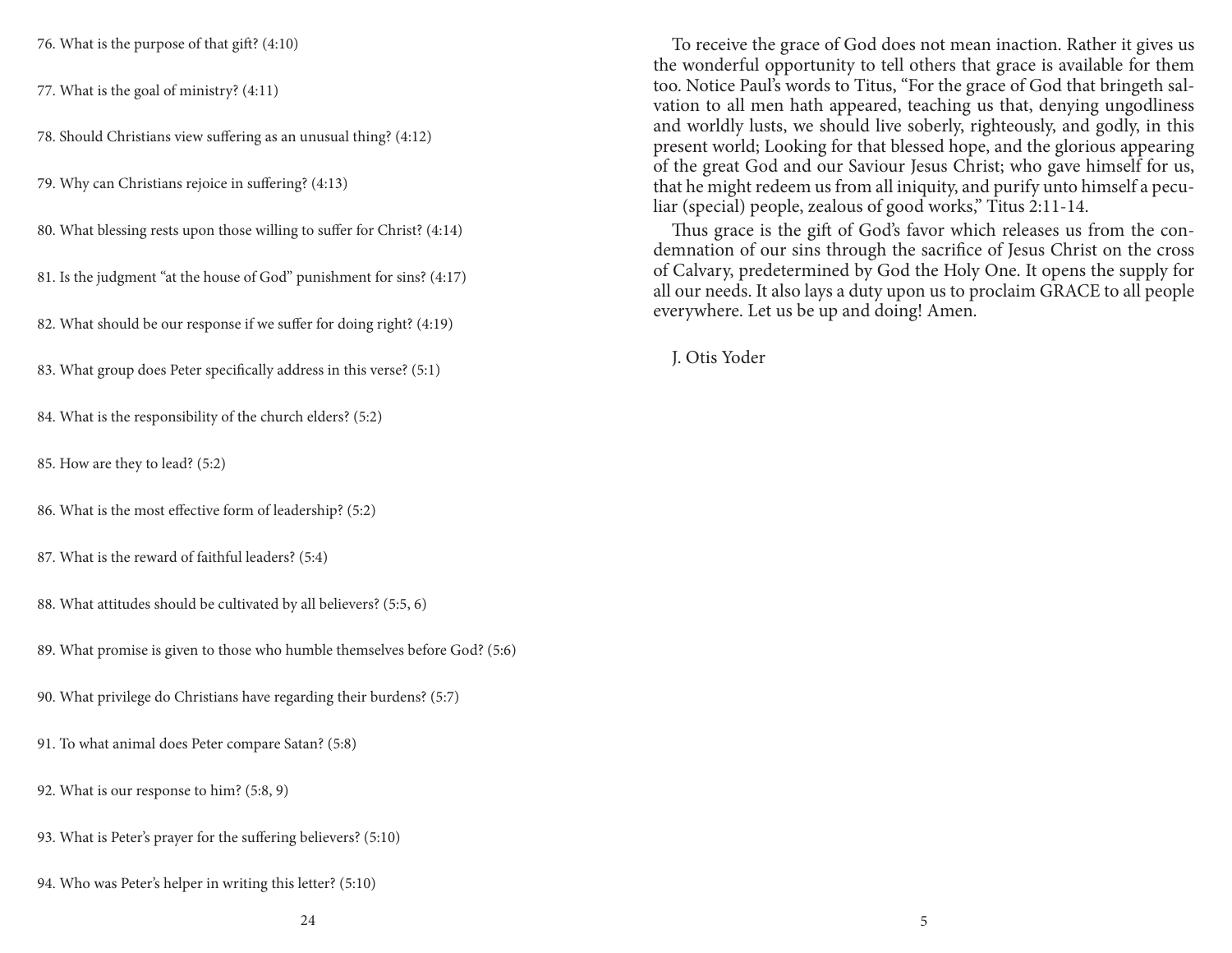76. What is the purpose of that gift? (4:10)

77. What is the goal of ministry? (4:11)

78. Should Christians view suffering as an unusual thing? (4:12)

79. Why can Christians rejoice in suffering? (4:13)

80. What blessing rests upon those willing to suffer for Christ? (4:14)

81. Is the judgment "at the house of God" punishment for sins? (4:17)

82. What should be our response if we suffer for doing right? (4:19)

83. What group does Peter specifically address in this verse? (5:1)

84. What is the responsibility of the church elders? (5:2)

85. How are they to lead? (5:2)

86. What is the most effective form of leadership? (5:2)

87. What is the reward of faithful leaders? (5:4)

88. What attitudes should be cultivated by all believers? (5:5, 6)

89. What promise is given to those who humble themselves before God? (5:6)

90. What privilege do Christians have regarding their burdens? (5:7)

91. To what animal does Peter compare Satan? (5:8)

92. What is our response to him? (5:8, 9)

93. What is Peter's prayer for the suffering believers? (5:10)

94. Who was Peter's helper in writing this letter? (5:10)

To receive the grace of God does not mean inaction. Rather it gives us the wonderful opportunity to tell others that grace is available for them too. Notice Paul's words to Titus, "For the grace of God that bringeth salvation to all men hath appeared, teaching us that, denying ungodliness and worldly lusts, we should live soberly, righteously, and godly, in this present world; Looking for that blessed hope, and the glorious appearing of the great God and our Saviour Jesus Christ; who gave himself for us, that he might redeem us from all iniquity, and purify unto himself a peculiar (special) people, zealous of good works," Titus 2:11-14.

Thus grace is the gift of God's favor which releases us from the condemnation of our sins through the sacrifice of Jesus Christ on the cross of Calvary, predetermined by God the Holy One. It opens the supply for all our needs. It also lays a duty upon us to proclaim GRACE to all people everywhere. Let us be up and doing! Amen.

J. Otis Yoder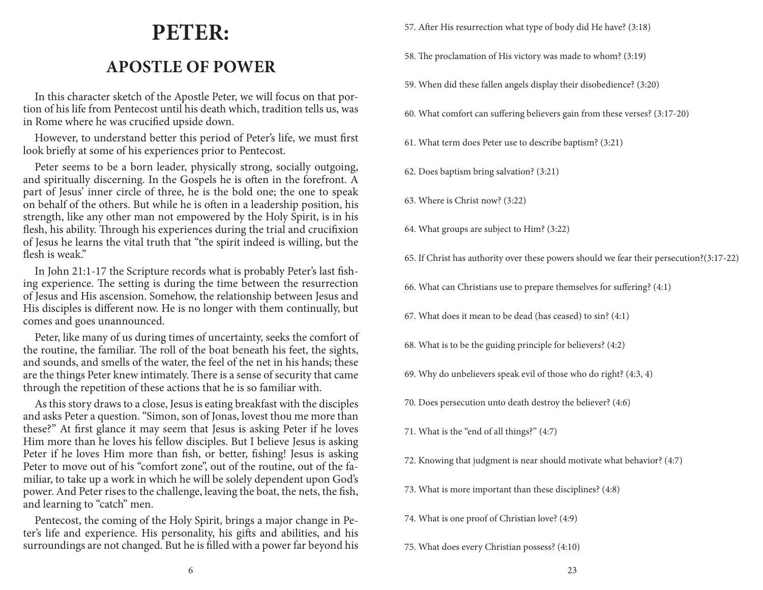# PETER:

## APOSTLE OF POWER

In this character sketch of the Apostle Peter, we will focus on that portion of his life from Pentecost until his death which, tradition tells us, was in Rome where he was crucified upside down.

However, to understand better this period of Peter's life, we must first look briefly at some of his experiences prior to Pentecost.

Peter seems to be a born leader, physically strong, socially outgoing, and spiritually discerning. In the Gospels he is often in the forefront. A part of Jesus' inner circle of three, he is the bold one; the one to speak on behalf of the others. But while he is often in a leadership position, his strength, like any other man not empowered by the Holy Spirit, is in his flesh, his ability. Through his experiences during the trial and crucifixion of Jesus he learns the vital truth that "the spirit indeed is willing, but the flesh is weak."

In John 21:1-17 the Scripture records what is probably Peter's last fishing experience. The setting is during the time between the resurrection of Jesus and His ascension. Somehow, the relationship between Jesus and His disciples is different now. He is no longer with them continually, but comes and goes unannounced.

Peter, like many of us during times of uncertainty, seeks the comfort of the routine, the familiar. The roll of the boat beneath his feet, the sights, and sounds, and smells of the water, the feel of the net in his hands; these are the things Peter knew intimately. There is a sense of security that came through the repetition of these actions that he is so familiar with.

As this story draws to a close, Jesus is eating breakfast with the disciples and asks Peter a question. "Simon, son of Jonas, lovest thou me more than these?" At first glance it may seem that Jesus is asking Peter if he loves Him more than he loves his fellow disciples. But I believe Jesus is asking Peter if he loves Him more than fish, or better, fishing! Jesus is asking Peter to move out of his "comfort zone", out of the routine, out of the familiar, to take up a work in which he will be solely dependent upon God's power. And Peter rises to the challenge, leaving the boat, the nets, the fish, and learning to "catch" men.

Pentecost, the coming of the Holy Spirit, brings a major change in Peter's life and experience. His personality, his gifts and abilities, and his surroundings are not changed. But he is filled with a power far beyond his

57. After His resurrection what type of body did He have? (3:18)

58. The proclamation of His victory was made to whom? (3:19)

59. When did these fallen angels display their disobedience? (3:20)

60. What comfort can suffering believers gain from these verses? (3:17-20)

61. What term does Peter use to describe baptism? (3:21)

62. Does baptism bring salvation? (3:21)

63. Where is Christ now? (3:22)

64. What groups are subject to Him? (3:22)

65. If Christ has authority over these powers should we fear their persecution?(3:17-22)

66. What can Christians use to prepare themselves for suffering? (4:1)

67. What does it mean to be dead (has ceased) to sin? (4:1)

68. What is to be the guiding principle for believers? (4:2)

69. Why do unbelievers speak evil of those who do right? (4:3, 4)

70. Does persecution unto death destroy the believer? (4:6)

71. What is the "end of all things?" (4:7)

72. Knowing that judgment is near should motivate what behavior? (4:7)

73. What is more important than these disciplines? (4:8)

74. What is one proof of Christian love? (4:9)

75. What does every Christian possess? (4:10)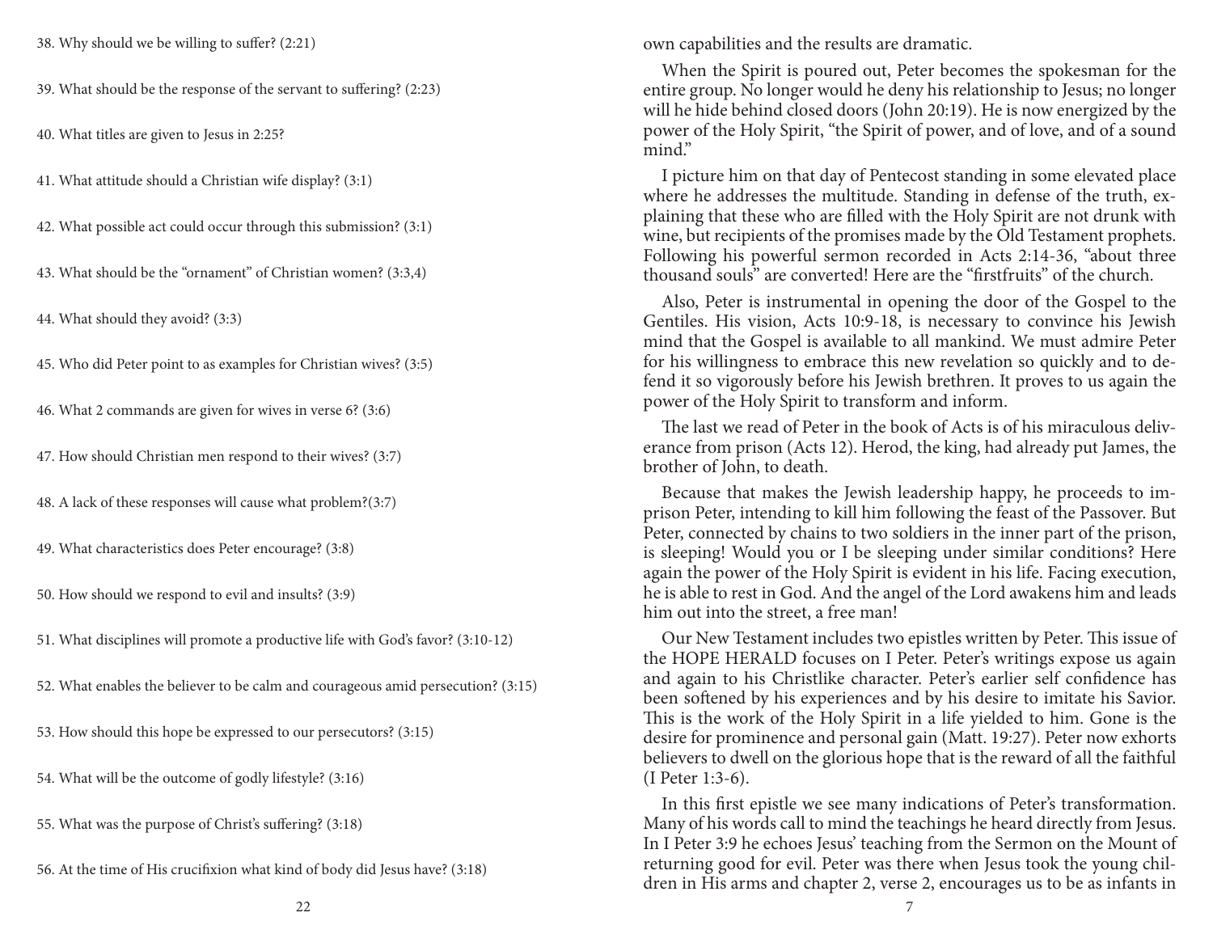38. Why should we be willing to suffer? (2:21)

39. What should be the response of the servant to suffering? (2:23)

40. What titles are given to Jesus in 2:25?

41. What attitude should a Christian wife display? (3:1)

42. What possible act could occur through this submission? (3:1)

43. What should be the "ornament" of Christian women? (3:3,4)

44. What should they avoid? (3:3)

45. Who did Peter point to as examples for Christian wives? (3:5)

46. What 2 commands are given for wives in verse 6? (3:6)

47. How should Christian men respond to their wives? (3:7)

48. A lack of these responses will cause what problem?(3:7)

49. What characteristics does Peter encourage? (3:8)

50. How should we respond to evil and insults? (3:9)

51. What disciplines will promote a productive life with God's favor? (3:10-12)

52. What enables the believer to be calm and courageous amid persecution? (3:15)

53. How should this hope be expressed to our persecutors? (3:15)

54. What will be the outcome of godly lifestyle? (3:16)

55. What was the purpose of Christ's suffering? (3:18)

56. At the time of His crucifixion what kind of body did Jesus have? (3:18)

own capabilities and the results are dramatic.

When the Spirit is poured out, Peter becomes the spokesman for the entire group. No longer would he deny his relationship to Jesus; no longer will he hide behind closed doors (John 20:19). He is now energized by the power of the Holy Spirit, "the Spirit of power, and of love, and of a sound mind."

I picture him on that day of Pentecost standing in some elevated place where he addresses the multitude. Standing in defense of the truth, explaining that these who are filled with the Holy Spirit are not drunk with wine, but recipients of the promises made by the Old Testament prophets. Following his powerful sermon recorded in Acts 2:14-36, "about three thousand souls" are converted! Here are the "firstfruits" of the church.

Also, Peter is instrumental in opening the door of the Gospel to the Gentiles. His vision, Acts 10:9-18, is necessary to convince his Jewish mind that the Gospel is available to all mankind. We must admire Peter for his willingness to embrace this new revelation so quickly and to defend it so vigorously before his Jewish brethren. It proves to us again the power of the Holy Spirit to transform and inform.

The last we read of Peter in the book of Acts is of his miraculous deliverance from prison (Acts 12). Herod, the king, had already put James, the brother of John, to death.

Because that makes the Jewish leadership happy, he proceeds to imprison Peter, intending to kill him following the feast of the Passover. But Peter, connected by chains to two soldiers in the inner part of the prison, is sleeping! Would you or I be sleeping under similar conditions? Here again the power of the Holy Spirit is evident in his life. Facing execution, he is able to rest in God. And the angel of the Lord awakens him and leads him out into the street, a free man!

Our New Testament includes two epistles written by Peter. This issue of the HOPE HERALD focuses on I Peter. Peter's writings expose us again and again to his Christlike character. Peter's earlier self confidence has been softened by his experiences and by his desire to imitate his Savior. This is the work of the Holy Spirit in a life yielded to him. Gone is the desire for prominence and personal gain (Matt. 19:27). Peter now exhorts believers to dwell on the glorious hope that is the reward of all the faithful (I Peter 1:3-6).

In this first epistle we see many indications of Peter's transformation. Many of his words call to mind the teachings he heard directly from Jesus. In I Peter 3:9 he echoes Jesus' teaching from the Sermon on the Mount of returning good for evil. Peter was there when Jesus took the young children in His arms and chapter 2, verse 2, encourages us to be as infants in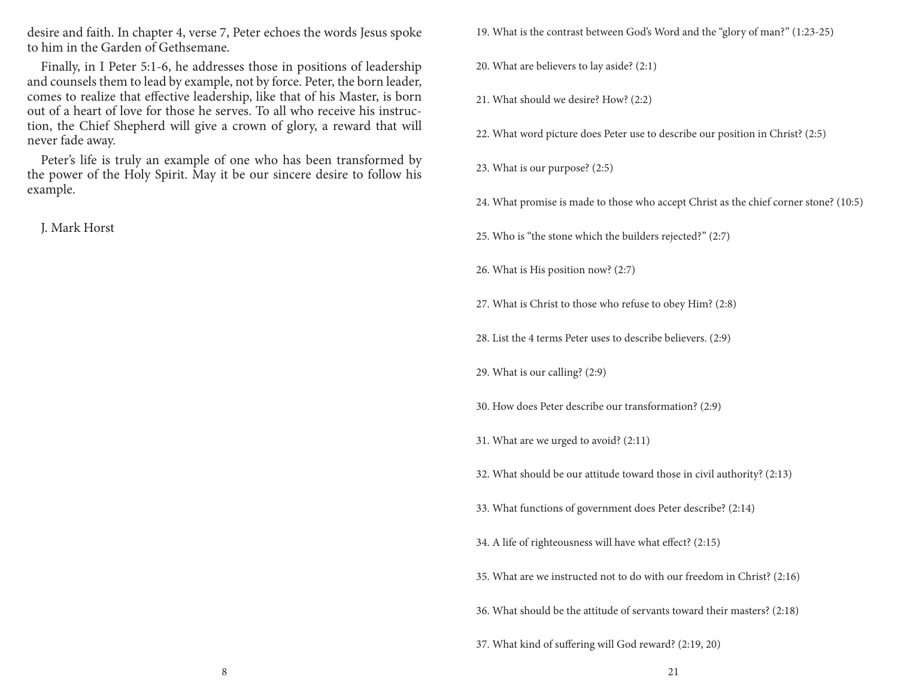desire and faith. In chapter 4, verse 7, Peter echoes the words Jesus spoke to him in the Garden of Gethsemane.

Finally, in I Peter 5:1-6, he addresses those in positions of leadership and counsels them to lead by example, not by force. Peter, the born leader, comes to realize that effective leadership, like that of his Master, is born out of a heart of love for those he serves. To all who receive his instruction, the Chief Shepherd will give a crown of glory, a reward that will never fade away.

Peter's life is truly an example of one who has been transformed by the power of the Holy Spirit. May it be our sincere desire to follow his example.

J. Mark Horst

19. What is the contrast between God's Word and the "glory of man?" (1:23-25)

20. What are believers to lay aside? (2:1)

21. What should we desire? How? (2:2)

22. What word picture does Peter use to describe our position in Christ? (2:5)

23. What is our purpose? (2:5)

24. What promise is made to those who accept Christ as the chief corner stone? (10:5)

25. Who is "the stone which the builders rejected?" (2:7)

26. What is His position now? (2:7)

27. What is Christ to those who refuse to obey Him? (2:8)

28. List the 4 terms Peter uses to describe believers. (2:9)

29. What is our calling? (2:9)

30. How does Peter describe our transformation? (2:9)

31. What are we urged to avoid? (2:11)

32. What should be our attitude toward those in civil authority? (2:13)

33. What functions of government does Peter describe? (2:14)

34. A life of righteousness will have what effect? (2:15)

35. What are we instructed not to do with our freedom in Christ? (2:16)

36. What should be the attitude of servants toward their masters? (2:18)

37. What kind of suffering will God reward? (2:19, 20)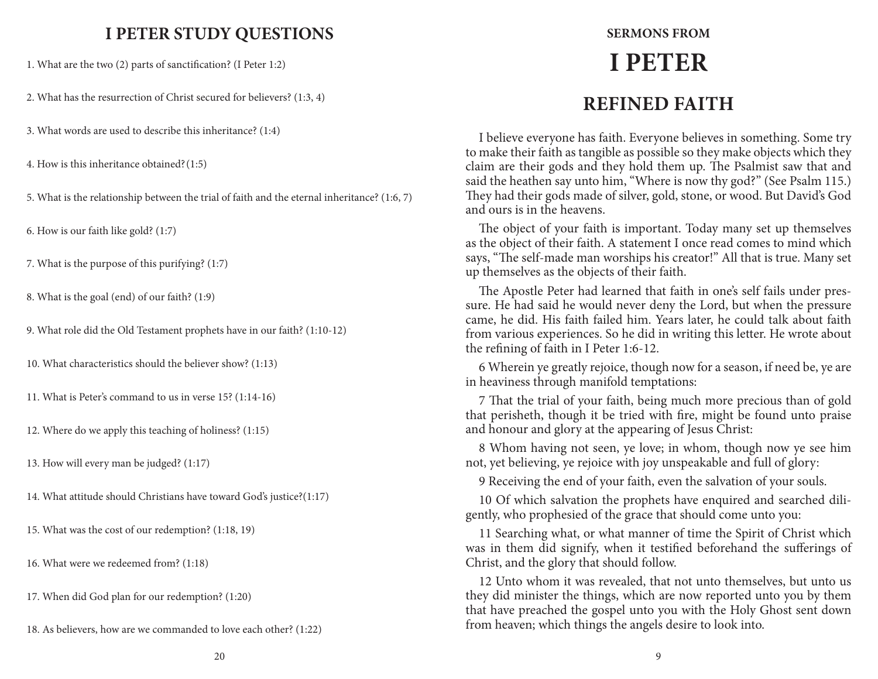# I PETER STUDY QUESTIONS

1. What are the two (2) parts of sanctification? (I Peter 1:2)

2. What has the resurrection of Christ secured for believers? (1:3, 4)

3. What words are used to describe this inheritance? (1:4)

4. How is this inheritance obtained?(1:5)

5. What is the relationship between the trial of faith and the eternal inheritance? (1:6, 7)

6. How is our faith like gold? (1:7)

7. What is the purpose of this purifying? (1:7)

8. What is the goal (end) of our faith? (1:9)

9. What role did the Old Testament prophets have in our faith? (1:10-12)

10. What characteristics should the believer show? (1:13)

11. What is Peter's command to us in verse 15? (1:14-16)

12. Where do we apply this teaching of holiness? (1:15)

13. How will every man be judged? (1:17)

14. What attitude should Christians have toward God's justice?(1:17)

15. What was the cost of our redemption? (1:18, 19)

16. What were we redeemed from? (1:18)

17. When did God plan for our redemption? (1:20)

18. As believers, how are we commanded to love each other? (1:22)

### SERMONS FROM

# I PETER

## REFINED FAITH

I believe everyone has faith. Everyone believes in something. Some try to make their faith as tangible as possible so they make objects which they claim are their gods and they hold them up. The Psalmist saw that and said the heathen say unto him, "Where is now thy god?" (See Psalm 115.) They had their gods made of silver, gold, stone, or wood. But David's God and ours is in the heavens.

The object of your faith is important. Today many set up themselves as the object of their faith. A statement I once read comes to mind which says, "The self-made man worships his creator!" All that is true. Many set up themselves as the objects of their faith.

The Apostle Peter had learned that faith in one's self fails under pressure. He had said he would never deny the Lord, but when the pressure came, he did. His faith failed him. Years later, he could talk about faith from various experiences. So he did in writing this letter. He wrote about the refining of faith in I Peter 1:6-12.

6 Wherein ye greatly rejoice, though now for a season, if need be, ye are in heaviness through manifold temptations:

7 That the trial of your faith, being much more precious than of gold that perisheth, though it be tried with fire, might be found unto praise and honour and glory at the appearing of Jesus Christ:

8 Whom having not seen, ye love; in whom, though now ye see him not, yet believing, ye rejoice with joy unspeakable and full of glory:

9 Receiving the end of your faith, even the salvation of your souls.

10 Of which salvation the prophets have enquired and searched diligently, who prophesied of the grace that should come unto you:

11 Searching what, or what manner of time the Spirit of Christ which was in them did signify, when it testified beforehand the sufferings of Christ, and the glory that should follow.

12 Unto whom it was revealed, that not unto themselves, but unto us they did minister the things, which are now reported unto you by them that have preached the gospel unto you with the Holy Ghost sent down from heaven; which things the angels desire to look into.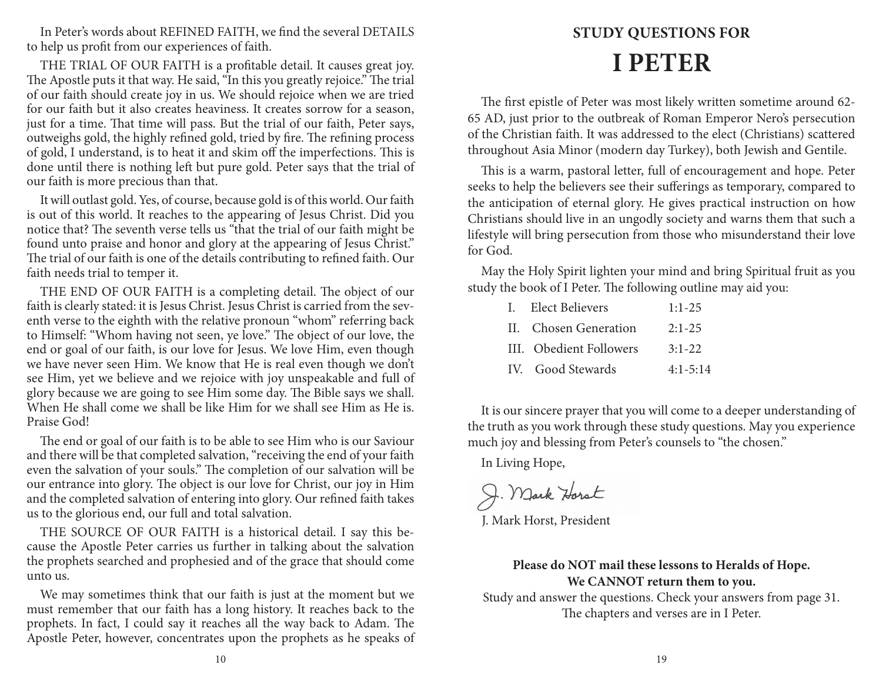In Peter's words about REFINED FAITH, we find the several DETAILS to help us profit from our experiences of faith.

THE TRIAL OF OUR FAITH is a profitable detail. It causes great joy. The Apostle puts it that way. He said, "In this you greatly rejoice." The trial of our faith should create joy in us. We should rejoice when we are tried for our faith but it also creates heaviness. It creates sorrow for a season, just for a time. That time will pass. But the trial of our faith, Peter says, outweighs gold, the highly refined gold, tried by fire. The refining process of gold, I understand, is to heat it and skim off the imperfections. This is done until there is nothing left but pure gold. Peter says that the trial of our faith is more precious than that.

It will outlast gold. Yes, of course, because gold is of this world. Our faith is out of this world. It reaches to the appearing of Jesus Christ. Did you notice that? The seventh verse tells us "that the trial of our faith might be found unto praise and honor and glory at the appearing of Jesus Christ." The trial of our faith is one of the details contributing to refined faith. Our faith needs trial to temper it.

THE END OF OUR FAITH is a completing detail. The object of our faith is clearly stated: it is Jesus Christ. Jesus Christ is carried from the seventh verse to the eighth with the relative pronoun "whom" referring back to Himself: "Whom having not seen, ye love." The object of our love, the end or goal of our faith, is our love for Jesus. We love Him, even though we have never seen Him. We know that He is real even though we don't see Him, yet we believe and we rejoice with joy unspeakable and full of glory because we are going to see Him some day. The Bible says we shall. When He shall come we shall be like Him for we shall see Him as He is. Praise God!

The end or goal of our faith is to be able to see Him who is our Saviour and there will be that completed salvation, "receiving the end of your faith even the salvation of your souls." The completion of our salvation will be our entrance into glory. The object is our love for Christ, our joy in Him and the completed salvation of entering into glory. Our refined faith takes us to the glorious end, our full and total salvation.

THE SOURCE OF OUR FAITH is a historical detail. I say this because the Apostle Peter carries us further in talking about the salvation the prophets searched and prophesied and of the grace that should come unto us.

We may sometimes think that our faith is just at the moment but we must remember that our faith has a long history. It reaches back to the prophets. In fact, I could say it reaches all the way back to Adam. The Apostle Peter, however, concentrates upon the prophets as he speaks of

## STUDY QUESTIONS FOR

# I PETER

The first epistle of Peter was most likely written sometime around 62-65 AD, just prior to the outbreak of Roman Emperor Nero's persecution of the Christian faith. It was addressed to the elect (Christians) scattered throughout Asia Minor (modern day Turkey), both Jewish and Gentile.

This is a warm, pastoral letter, full of encouragement and hope. Peter seeks to help the believers see their sufferings as temporary, compared to the anticipation of eternal glory. He gives practical instruction on how Christians should live in an ungodly society and warns them that such a lifestyle will bring persecution from those who misunderstand their love for God.

May the Holy Spirit lighten your mind and bring Spiritual fruit as you study the book of I Peter. The following outline may aid you:

| | | |
|---|---|---|
| I. | Elect Believers | 1:1-25 |
| II. | Chosen Generation | 2:1-25 |
| III. | Obedient Followers | 3:1-22 |
| IV. | Good Stewards | 4:1-5:14 |

It is our sincere prayer that you will come to a deeper understanding of the truth as you work through these study questions. May you experience much joy and blessing from Peter's counsels to "the chosen."

In Living Hope,

J. Mark Horst

J. Mark Horst, President

**Please do NOT mail these lessons to Heralds of Hope. We CANNOT return them to you.**

Study and answer the questions. Check your answers from page 31. The chapters and verses are in I Peter.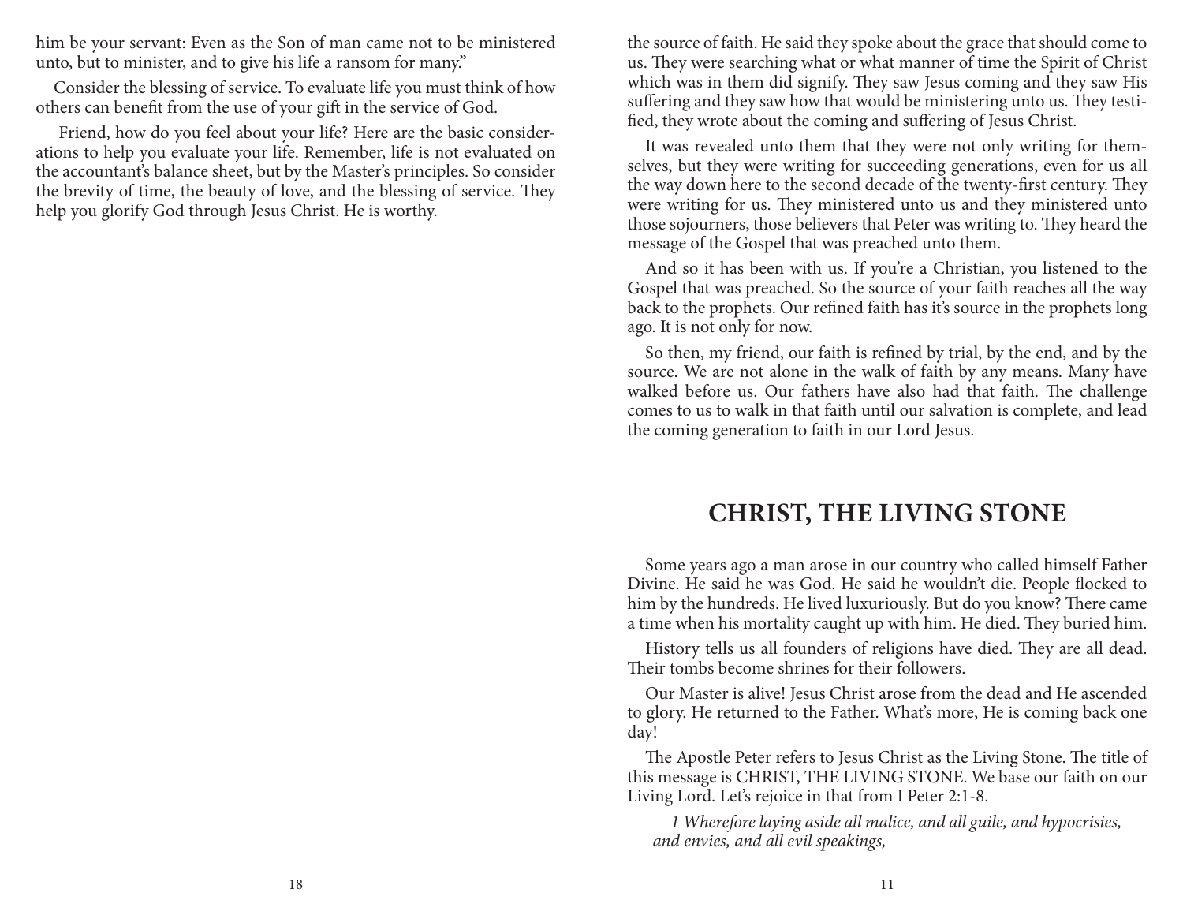him be your servant: Even as the Son of man came not to be ministered unto, but to minister, and to give his life a ransom for many."

Consider the blessing of service. To evaluate life you must think of how others can benefit from the use of your gift in the service of God.

Friend, how do you feel about your life? Here are the basic considerations to help you evaluate your life. Remember, life is not evaluated on the accountant's balance sheet, but by the Master's principles. So consider the brevity of time, the beauty of love, and the blessing of service. They help you glorify God through Jesus Christ. He is worthy.

the source of faith. He said they spoke about the grace that should come to us. They were searching what or what manner of time the Spirit of Christ which was in them did signify. They saw Jesus coming and they saw His suffering and they saw how that would be ministering unto us. They testified, they wrote about the coming and suffering of Jesus Christ.

It was revealed unto them that they were not only writing for themselves, but they were writing for succeeding generations, even for us all the way down here to the second decade of the twenty-first century. They were writing for us. They ministered unto us and they ministered unto those sojourners, those believers that Peter was writing to. They heard the message of the Gospel that was preached unto them.

And so it has been with us. If you're a Christian, you listened to the Gospel that was preached. So the source of your faith reaches all the way back to the prophets. Our refined faith has it's source in the prophets long ago. It is not only for now.

So then, my friend, our faith is refined by trial, by the end, and by the source. We are not alone in the walk of faith by any means. Many have walked before us. Our fathers have also had that faith. The challenge comes to us to walk in that faith until our salvation is complete, and lead the coming generation to faith in our Lord Jesus.

## CHRIST, THE LIVING STONE

Some years ago a man arose in our country who called himself Father Divine. He said he was God. He said he wouldn't die. People flocked to him by the hundreds. He lived luxuriously. But do you know? There came a time when his mortality caught up with him. He died. They buried him.

History tells us all founders of religions have died. They are all dead. Their tombs become shrines for their followers.

Our Master is alive! Jesus Christ arose from the dead and He ascended to glory. He returned to the Father. What's more, He is coming back one day!

The Apostle Peter refers to Jesus Christ as the Living Stone. The title of this message is CHRIST, THE LIVING STONE. We base our faith on our Living Lord. Let's rejoice in that from I Peter 2:1-8.

> *1 Wherefore laying aside all malice, and all guile, and hypocrisies, and envies, and all evil speakings,*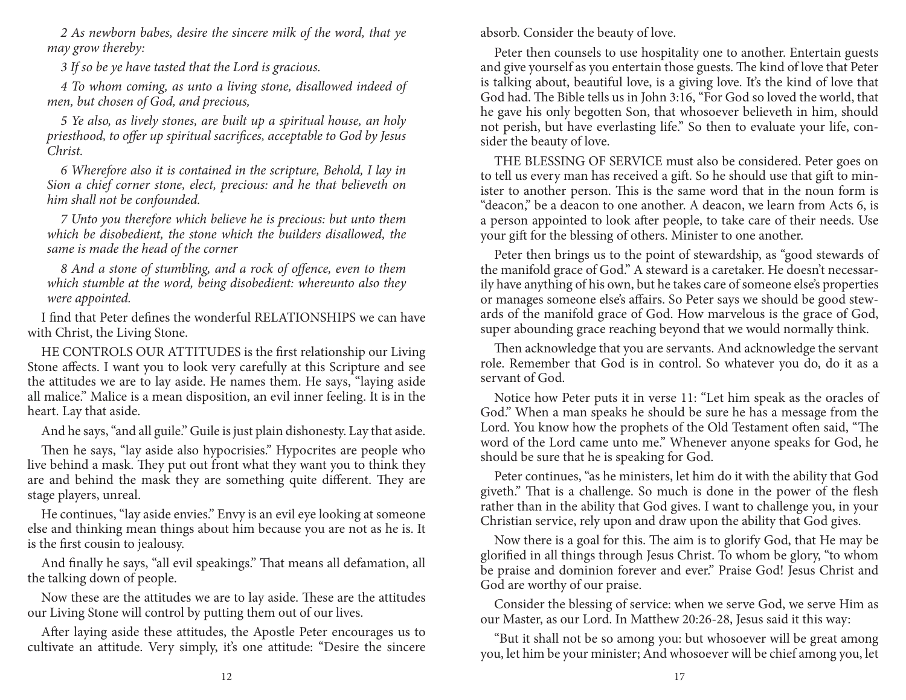*2 As newborn babes, desire the sincere milk of the word, that ye may grow thereby:*

*3 If so be ye have tasted that the Lord is gracious.*

*4 To whom coming, as unto a living stone, disallowed indeed of men, but chosen of God, and precious,*

*5 Ye also, as lively stones, are built up a spiritual house, an holy priesthood, to offer up spiritual sacrifices, acceptable to God by Jesus Christ.*

*6 Wherefore also it is contained in the scripture, Behold, I lay in Sion a chief corner stone, elect, precious: and he that believeth on him shall not be confounded.*

*7 Unto you therefore which believe he is precious: but unto them which be disobedient, the stone which the builders disallowed, the same is made the head of the corner*

*8 And a stone of stumbling, and a rock of offence, even to them which stumble at the word, being disobedient: whereunto also they were appointed.*

I find that Peter defines the wonderful RELATIONSHIPS we can have with Christ, the Living Stone.

HE CONTROLS OUR ATTITUDES is the first relationship our Living Stone affects. I want you to look very carefully at this Scripture and see the attitudes we are to lay aside. He names them. He says, "laying aside all malice." Malice is a mean disposition, an evil inner feeling. It is in the heart. Lay that aside.

And he says, "and all guile." Guile is just plain dishonesty. Lay that aside.

Then he says, "lay aside also hypocrisies." Hypocrites are people who live behind a mask. They put out front what they want you to think they are and behind the mask they are something quite different. They are stage players, unreal.

He continues, "lay aside envies." Envy is an evil eye looking at someone else and thinking mean things about him because you are not as he is. It is the first cousin to jealousy.

And finally he says, "all evil speakings." That means all defamation, all the talking down of people.

Now these are the attitudes we are to lay aside. These are the attitudes our Living Stone will control by putting them out of our lives.

After laying aside these attitudes, the Apostle Peter encourages us to cultivate an attitude. Very simply, it's one attitude: "Desire the sincere

absorb. Consider the beauty of love.

Peter then counsels to use hospitality one to another. Entertain guests and give yourself as you entertain those guests. The kind of love that Peter is talking about, beautiful love, is a giving love. It's the kind of love that God had. The Bible tells us in John 3:16, "For God so loved the world, that he gave his only begotten Son, that whosoever believeth in him, should not perish, but have everlasting life." So then to evaluate your life, consider the beauty of love.

THE BLESSING OF SERVICE must also be considered. Peter goes on to tell us every man has received a gift. So he should use that gift to minister to another person. This is the same word that in the noun form is "deacon," be a deacon to one another. A deacon, we learn from Acts 6, is a person appointed to look after people, to take care of their needs. Use your gift for the blessing of others. Minister to one another.

Peter then brings us to the point of stewardship, as "good stewards of the manifold grace of God." A steward is a caretaker. He doesn't necessarily have anything of his own, but he takes care of someone else's properties or manages someone else's affairs. So Peter says we should be good stewards of the manifold grace of God. How marvelous is the grace of God, super abounding grace reaching beyond that we would normally think.

Then acknowledge that you are servants. And acknowledge the servant role. Remember that God is in control. So whatever you do, do it as a servant of God.

Notice how Peter puts it in verse 11: "Let him speak as the oracles of God." When a man speaks he should be sure he has a message from the Lord. You know how the prophets of the Old Testament often said, "The word of the Lord came unto me." Whenever anyone speaks for God, he should be sure that he is speaking for God.

Peter continues, "as he ministers, let him do it with the ability that God giveth." That is a challenge. So much is done in the power of the flesh rather than in the ability that God gives. I want to challenge you, in your Christian service, rely upon and draw upon the ability that God gives.

Now there is a goal for this. The aim is to glorify God, that He may be glorified in all things through Jesus Christ. To whom be glory, "to whom be praise and dominion forever and ever." Praise God! Jesus Christ and God are worthy of our praise.

Consider the blessing of service: when we serve God, we serve Him as our Master, as our Lord. In Matthew 20:26-28, Jesus said it this way:

"But it shall not be so among you: but whosoever will be great among you, let him be your minister; And whosoever will be chief among you, let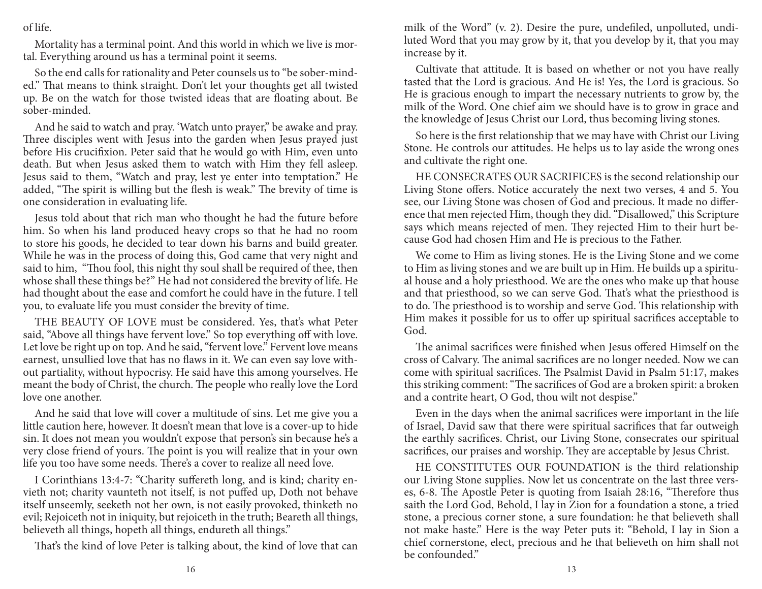of life.

Mortality has a terminal point. And this world in which we live is mortal. Everything around us has a terminal point it seems.

So the end calls for rationality and Peter counsels us to "be sober-minded." That means to think straight. Don't let your thoughts get all twisted up. Be on the watch for those twisted ideas that are floating about. Be sober-minded.

And he said to watch and pray. 'Watch unto prayer," be awake and pray. Three disciples went with Jesus into the garden when Jesus prayed just before His crucifixion. Peter said that he would go with Him, even unto death. But when Jesus asked them to watch with Him they fell asleep. Jesus said to them, "Watch and pray, lest ye enter into temptation." He added, "The spirit is willing but the flesh is weak." The brevity of time is one consideration in evaluating life.

Jesus told about that rich man who thought he had the future before him. So when his land produced heavy crops so that he had no room to store his goods, he decided to tear down his barns and build greater. While he was in the process of doing this, God came that very night and said to him, "Thou fool, this night thy soul shall be required of thee, then whose shall these things be?" He had not considered the brevity of life. He had thought about the ease and comfort he could have in the future. I tell you, to evaluate life you must consider the brevity of time.

THE BEAUTY OF LOVE must be considered. Yes, that's what Peter said, "Above all things have fervent love." So top everything off with love. Let love be right up on top. And he said, "fervent love." Fervent love means earnest, unsullied love that has no flaws in it. We can even say love without partiality, without hypocrisy. He said have this among yourselves. He meant the body of Christ, the church. The people who really love the Lord love one another.

And he said that love will cover a multitude of sins. Let me give you a little caution here, however. It doesn't mean that love is a cover-up to hide sin. It does not mean you wouldn't expose that person's sin because he's a very close friend of yours. The point is you will realize that in your own life you too have some needs. There's a cover to realize all need love.

I Corinthians 13:4-7: "Charity suffereth long, and is kind; charity envieth not; charity vaunteth not itself, is not puffed up, Doth not behave itself unseemly, seeketh not her own, is not easily provoked, thinketh no evil; Rejoiceth not in iniquity, but rejoiceth in the truth; Beareth all things, believeth all things, hopeth all things, endureth all things."

That's the kind of love Peter is talking about, the kind of love that can

milk of the Word" (v. 2). Desire the pure, undefiled, unpolluted, undiluted Word that you may grow by it, that you develop by it, that you may increase by it.

Cultivate that attitude. It is based on whether or not you have really tasted that the Lord is gracious. And He is! Yes, the Lord is gracious. So He is gracious enough to impart the necessary nutrients to grow by, the milk of the Word. One chief aim we should have is to grow in grace and the knowledge of Jesus Christ our Lord, thus becoming living stones.

So here is the first relationship that we may have with Christ our Living Stone. He controls our attitudes. He helps us to lay aside the wrong ones and cultivate the right one.

HE CONSECRATES OUR SACRIFICES is the second relationship our Living Stone offers. Notice accurately the next two verses, 4 and 5. You see, our Living Stone was chosen of God and precious. It made no difference that men rejected Him, though they did. "Disallowed," this Scripture says which means rejected of men. They rejected Him to their hurt because God had chosen Him and He is precious to the Father.

We come to Him as living stones. He is the Living Stone and we come to Him as living stones and we are built up in Him. He builds up a spiritual house and a holy priesthood. We are the ones who make up that house and that priesthood, so we can serve God. That's what the priesthood is to do. The priesthood is to worship and serve God. This relationship with Him makes it possible for us to offer up spiritual sacrifices acceptable to God.

The animal sacrifices were finished when Jesus offered Himself on the cross of Calvary. The animal sacrifices are no longer needed. Now we can come with spiritual sacrifices. The Psalmist David in Psalm 51:17, makes this striking comment: "The sacrifices of God are a broken spirit: a broken and a contrite heart, O God, thou wilt not despise."

Even in the days when the animal sacrifices were important in the life of Israel, David saw that there were spiritual sacrifices that far outweigh the earthly sacrifices. Christ, our Living Stone, consecrates our spiritual sacrifices, our praises and worship. They are acceptable by Jesus Christ.

HE CONSTITUTES OUR FOUNDATION is the third relationship our Living Stone supplies. Now let us concentrate on the last three verses, 6-8. The Apostle Peter is quoting from Isaiah 28:16, "Therefore thus saith the Lord God, Behold, I lay in Zion for a foundation a stone, a tried stone, a precious corner stone, a sure foundation: he that believeth shall not make haste." Here is the way Peter puts it: "Behold, I lay in Sion a chief cornerstone, elect, precious and he that believeth on him shall not be confounded."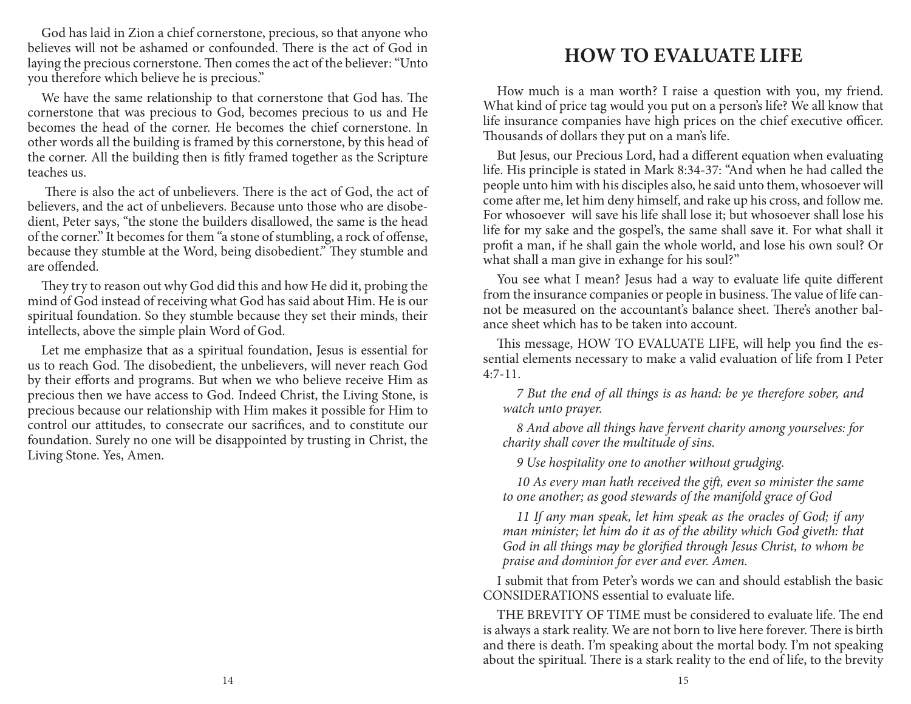God has laid in Zion a chief cornerstone, precious, so that anyone who believes will not be ashamed or confounded. There is the act of God in laying the precious cornerstone. Then comes the act of the believer: "Unto you therefore which believe he is precious."

We have the same relationship to that cornerstone that God has. The cornerstone that was precious to God, becomes precious to us and He becomes the head of the corner. He becomes the chief cornerstone. In other words all the building is framed by this cornerstone, by this head of the corner. All the building then is fitly framed together as the Scripture teaches us.

There is also the act of unbelievers. There is the act of God, the act of believers, and the act of unbelievers. Because unto those who are disobedient, Peter says, "the stone the builders disallowed, the same is the head of the corner." It becomes for them "a stone of stumbling, a rock of offense, because they stumble at the Word, being disobedient." They stumble and are offended.

They try to reason out why God did this and how He did it, probing the mind of God instead of receiving what God has said about Him. He is our spiritual foundation. So they stumble because they set their minds, their intellects, above the simple plain Word of God.

Let me emphasize that as a spiritual foundation, Jesus is essential for us to reach God. The disobedient, the unbelievers, will never reach God by their efforts and programs. But when we who believe receive Him as precious then we have access to God. Indeed Christ, the Living Stone, is precious because our relationship with Him makes it possible for Him to control our attitudes, to consecrate our sacrifices, and to constitute our foundation. Surely no one will be disappointed by trusting in Christ, the Living Stone. Yes, Amen.

# HOW TO EVALUATE LIFE

How much is a man worth? I raise a question with you, my friend. What kind of price tag would you put on a person's life? We all know that life insurance companies have high prices on the chief executive officer. Thousands of dollars they put on a man's life.

But Jesus, our Precious Lord, had a different equation when evaluating life. His principle is stated in Mark 8:34-37: "And when he had called the people unto him with his disciples also, he said unto them, whosoever will come after me, let him deny himself, and rake up his cross, and follow me. For whosoever will save his life shall lose it; but whosoever shall lose his life for my sake and the gospel's, the same shall save it. For what shall it profit a man, if he shall gain the whole world, and lose his own soul? Or what shall a man give in exhange for his soul?"

You see what I mean? Jesus had a way to evaluate life quite different from the insurance companies or people in business. The value of life cannot be measured on the accountant's balance sheet. There's another balance sheet which has to be taken into account.

This message, HOW TO EVALUATE LIFE, will help you find the essential elements necessary to make a valid evaluation of life from I Peter 4:7-11.

> *7 But the end of all things is as hand: be ye therefore sober, and watch unto prayer.*
>
> *8 And above all things have fervent charity among yourselves: for charity shall cover the multitude of sins.*
>
> *9 Use hospitality one to another without grudging.*
>
> *10 As every man hath received the gift, even so minister the same to one another; as good stewards of the manifold grace of God*
>
> *11 If any man speak, let him speak as the oracles of God; if any man minister; let him do it as of the ability which God giveth: that God in all things may be glorified through Jesus Christ, to whom be praise and dominion for ever and ever. Amen.*

I submit that from Peter's words we can and should establish the basic CONSIDERATIONS essential to evaluate life.

THE BREVITY OF TIME must be considered to evaluate life. The end is always a stark reality. We are not born to live here forever. There is birth and there is death. I'm speaking about the mortal body. I'm not speaking about the spiritual. There is a stark reality to the end of life, to the brevity